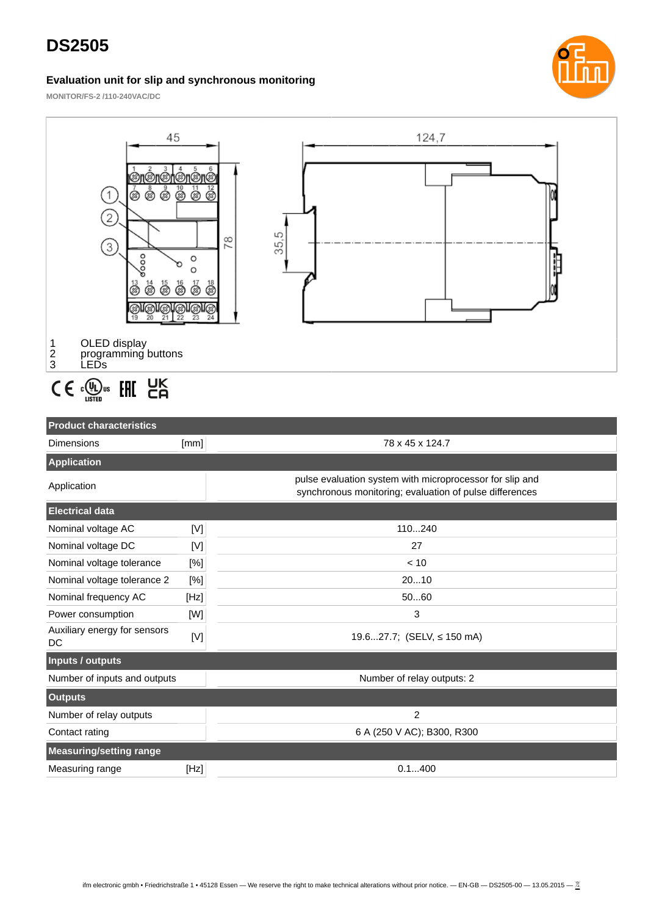# DS2505

**Evaluation unit for slip and synchronous monitoring**

MONITOR/FS-2 /110-240VAC/DC

1 OLED display
2 programming buttons
3 LEDs

| Product characteristics | | |
|---|---|---|
| Dimensions | [mm] | 78 x 45 x 124.7 |
| **Application** | | |
| Application | | pulse evaluation system with microprocessor for slip and synchronous monitoring; evaluation of pulse differences |
| **Electrical data** | | |
| Nominal voltage AC | [V] | 110...240 |
| Nominal voltage DC | [V] | 27 |
| Nominal voltage tolerance | [%] | < 10 |
| Nominal voltage tolerance 2 | [%] | 20...10 |
| Nominal frequency AC | [Hz] | 50...60 |
| Power consumption | [W] | 3 |
| Auxiliary energy for sensors DC | [V] | 19.6...27.7; (SELV, ≤ 150 mA) |
| **Inputs / outputs** | | |
| Number of inputs and outputs | | Number of relay outputs: 2 |
| **Outputs** | | |
| Number of relay outputs | | 2 |
| Contact rating | | 6 A (250 V AC); B300, R300 |
| **Measuring/setting range** | | |
| Measuring range | [Hz] | 0.1...400 |

ifm electronic gmbh • Friedrichstraße 1 • 45128 Essen — We reserve the right to make technical alterations without prior notice. — EN-GB — DS2505-00 — 13.05.2015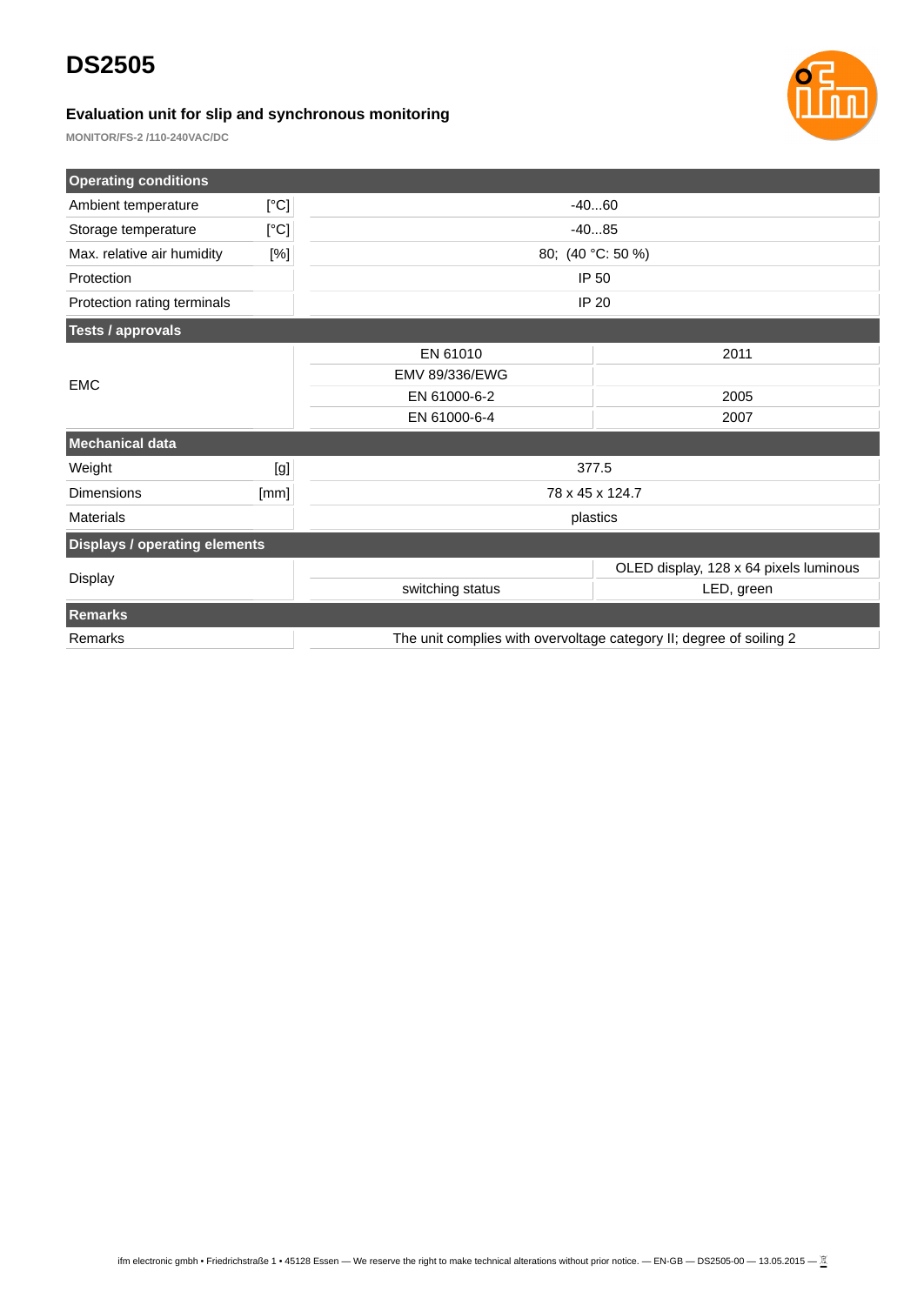# DS2505

### Evaluation unit for slip and synchronous monitoring

**MONITOR/FS-2 /110-240VAC/DC**

| **Operating conditions** | | | |
|---|---|---|---|
| Ambient temperature | [°C] | -40...60 | |
| Storage temperature | [°C] | -40...85 | |
| Max. relative air humidity | [%] | 80; (40 °C: 50 %) | |
| Protection | | IP 50 | |
| Protection rating terminals | | IP 20 | |
| **Tests / approvals** | | | |
| EMC | | EN 61010 | 2011 |
| | | EMV 89/336/EWG | |
| | | EN 61000-6-2 | 2005 |
| | | EN 61000-6-4 | 2007 |
| **Mechanical data** | | | |
| Weight | [g] | 377.5 | |
| Dimensions | [mm] | 78 x 45 x 124.7 | |
| Materials | | plastics | |
| **Displays / operating elements** | | | |
| Display | | | OLED display, 128 x 64 pixels luminous |
| | | switching status | LED, green |
| **Remarks** | | | |
| Remarks | | The unit complies with overvoltage category II; degree of soiling 2 | |

ifm electronic gmbh • Friedrichstraße 1 • 45128 Essen — We reserve the right to make technical alterations without prior notice. — EN-GB — DS2505-00 — 13.05.2015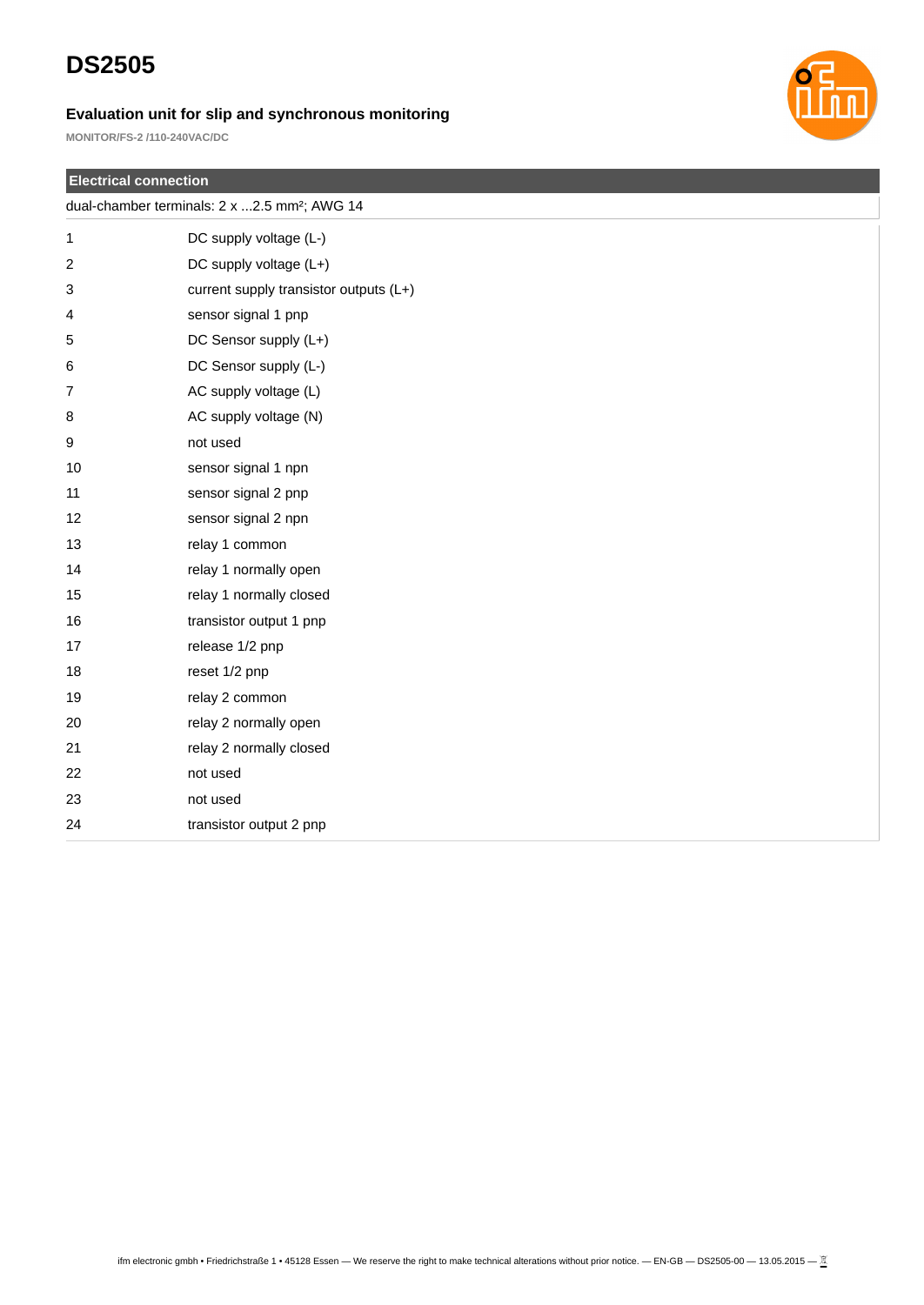# DS2505

### Evaluation unit for slip and synchronous monitoring

**MONITOR/FS-2 /110-240VAC/DC**

| Electrical connection | |
|---|---|
| dual-chamber terminals: 2 x ...2.5 mm²; AWG 14 | |
| 1 | DC supply voltage (L-) |
| 2 | DC supply voltage (L+) |
| 3 | current supply transistor outputs (L+) |
| 4 | sensor signal 1 pnp |
| 5 | DC Sensor supply (L+) |
| 6 | DC Sensor supply (L-) |
| 7 | AC supply voltage (L) |
| 8 | AC supply voltage (N) |
| 9 | not used |
| 10 | sensor signal 1 npn |
| 11 | sensor signal 2 pnp |
| 12 | sensor signal 2 npn |
| 13 | relay 1 common |
| 14 | relay 1 normally open |
| 15 | relay 1 normally closed |
| 16 | transistor output 1 pnp |
| 17 | release 1/2 pnp |
| 18 | reset 1/2 pnp |
| 19 | relay 2 common |
| 20 | relay 2 normally open |
| 21 | relay 2 normally closed |
| 22 | not used |
| 23 | not used |
| 24 | transistor output 2 pnp |

ifm electronic gmbh • Friedrichstraße 1 • 45128 Essen — We reserve the right to make technical alterations without prior notice. — EN-GB — DS2505-00 — 13.05.2015